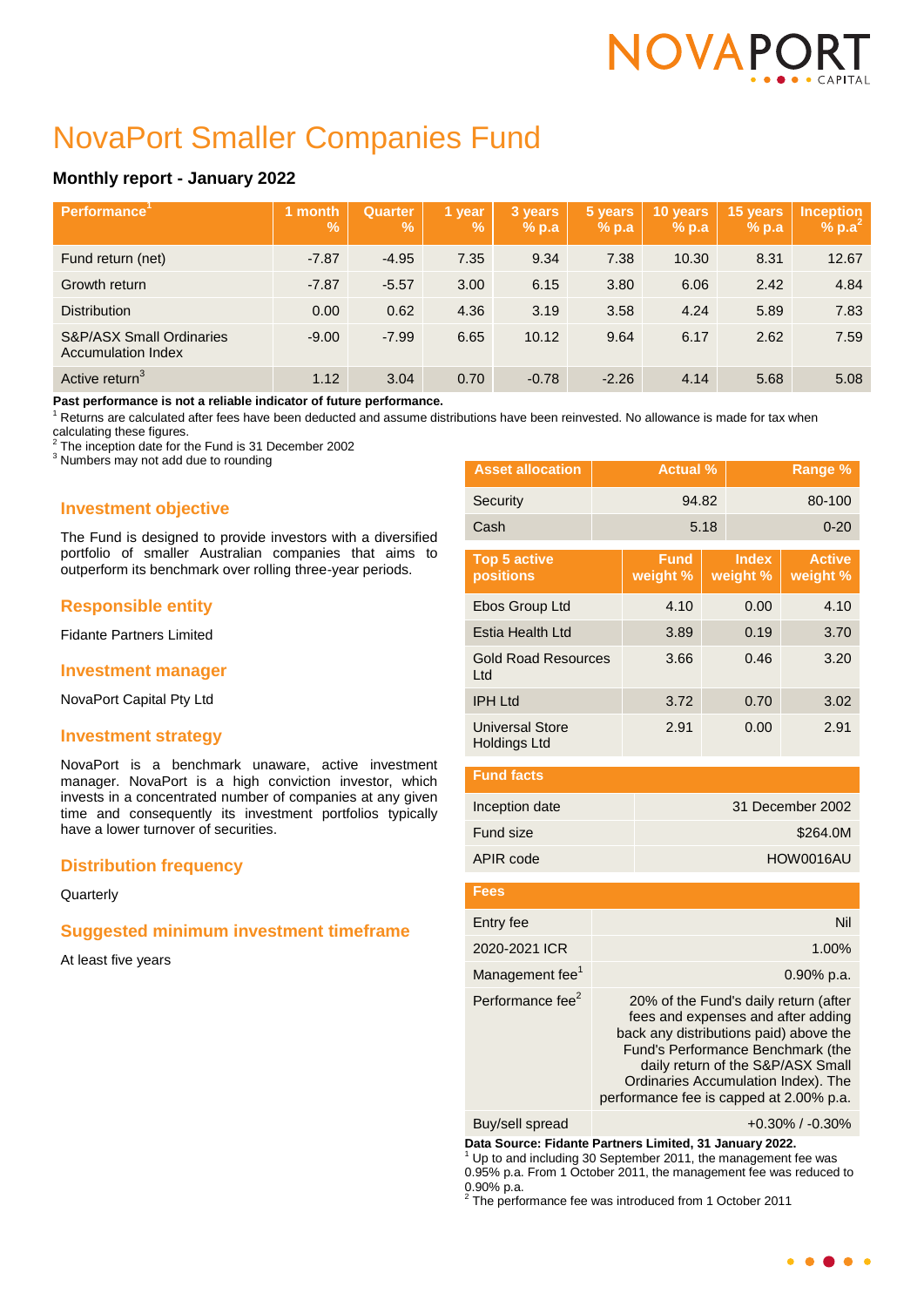# NovaPort Smaller Companies Fund

### Monthly report - January 2022

| Performance[1] | 1 month % | Quarter % | 1 year % | 3 years % p.a | 5 years % p.a | 10 years % p.a | 15 years % p.a | Inception % p.a[2] |
|---|---|---|---|---|---|---|---|---|
| Fund return (net) | -7.87 | -4.95 | 7.35 | 9.34 | 7.38 | 10.30 | 8.31 | 12.67 |
| Growth return | -7.87 | -5.57 | 3.00 | 6.15 | 3.80 | 6.06 | 2.42 | 4.84 |
| Distribution | 0.00 | 0.62 | 4.36 | 3.19 | 3.58 | 4.24 | 5.89 | 7.83 |
| S&P/ASX Small Ordinaries Accumulation Index | -9.00 | -7.99 | 6.65 | 10.12 | 9.64 | 6.17 | 2.62 | 7.59 |
| Active return[3] | 1.12 | 3.04 | 0.70 | -0.78 | -2.26 | 4.14 | 5.68 | 5.08 |

**Past performance is not a reliable indicator of future performance.**

[1] Returns are calculated after fees have been deducted and assume distributions have been reinvested. No allowance is made for tax when calculating these figures.
[2] The inception date for the Fund is 31 December 2002
[3] Numbers may not add due to rounding

## Investment objective

The Fund is designed to provide investors with a diversified portfolio of smaller Australian companies that aims to outperform its benchmark over rolling three-year periods.

## Responsible entity

Fidante Partners Limited

## Investment manager

NovaPort Capital Pty Ltd

## Investment strategy

NovaPort is a benchmark unaware, active investment manager. NovaPort is a high conviction investor, which invests in a concentrated number of companies at any given time and consequently its investment portfolios typically have a lower turnover of securities.

## Distribution frequency

Quarterly

## Suggested minimum investment timeframe

At least five years

| Asset allocation | Actual % | Range % |
|---|---|---|
| Security | 94.82 | 80-100 |
| Cash | 5.18 | 0-20 |

| Top 5 active positions | Fund weight % | Index weight % | Active weight % |
|---|---|---|---|
| Ebos Group Ltd | 4.10 | 0.00 | 4.10 |
| Estia Health Ltd | 3.89 | 0.19 | 3.70 |
| Gold Road Resources Ltd | 3.66 | 0.46 | 3.20 |
| IPH Ltd | 3.72 | 0.70 | 3.02 |
| Universal Store Holdings Ltd | 2.91 | 0.00 | 2.91 |

| Fund facts | |
|---|---|
| Inception date | 31 December 2002 |
| Fund size | $264.0M |
| APIR code | HOW0016AU |

| Fees | |
|---|---|
| Entry fee | Nil |
| 2020-2021 ICR | 1.00% |
| Management fee[1] | 0.90% p.a. |
| Performance fee[2] | 20% of the Fund's daily return (after fees and expenses and after adding back any distributions paid) above the Fund's Performance Benchmark (the daily return of the S&P/ASX Small Ordinaries Accumulation Index). The performance fee is capped at 2.00% p.a. |
| Buy/sell spread | +0.30% / -0.30% |

**Data Source: Fidante Partners Limited, 31 January 2022.**

[1] Up to and including 30 September 2011, the management fee was 0.95% p.a. From 1 October 2011, the management fee was reduced to 0.90% p.a.
[2] The performance fee was introduced from 1 October 2011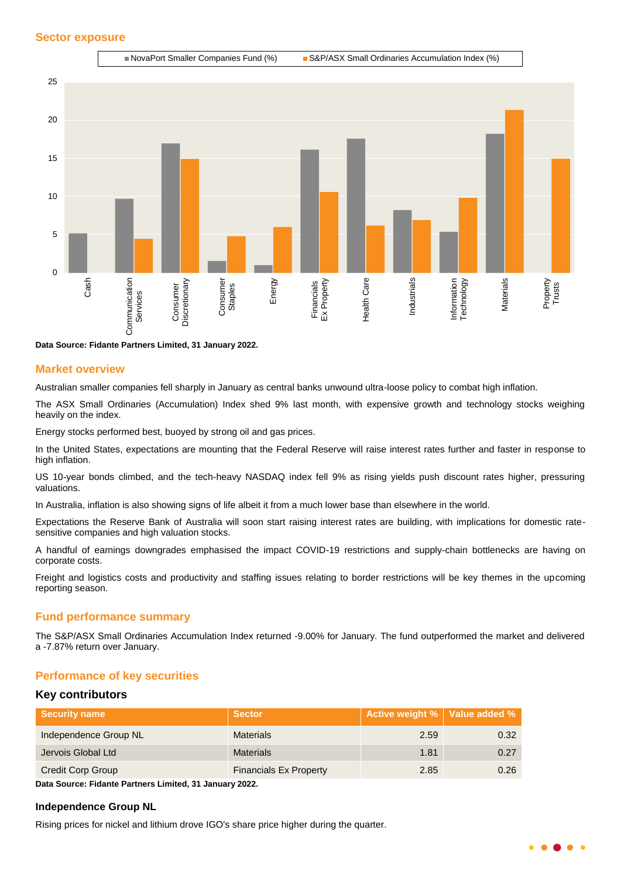## Sector exposure

Data Source: Fidante Partners Limited, 31 January 2022.

## Market overview

Australian smaller companies fell sharply in January as central banks unwound ultra-loose policy to combat high inflation.

The ASX Small Ordinaries (Accumulation) Index shed 9% last month, with expensive growth and technology stocks weighing heavily on the index.

Energy stocks performed best, buoyed by strong oil and gas prices.

In the United States, expectations are mounting that the Federal Reserve will raise interest rates further and faster in response to high inflation.

US 10-year bonds climbed, and the tech-heavy NASDAQ index fell 9% as rising yields push discount rates higher, pressuring valuations.

In Australia, inflation is also showing signs of life albeit it from a much lower base than elsewhere in the world.

Expectations the Reserve Bank of Australia will soon start raising interest rates are building, with implications for domestic rate-sensitive companies and high valuation stocks.

A handful of earnings downgrades emphasised the impact COVID-19 restrictions and supply-chain bottlenecks are having on corporate costs.

Freight and logistics costs and productivity and staffing issues relating to border restrictions will be key themes in the upcoming reporting season.

## Fund performance summary

The S&P/ASX Small Ordinaries Accumulation Index returned -9.00% for January. The fund outperformed the market and delivered a -7.87% return over January.

## Performance of key securities

### Key contributors

| Security name | Sector | Active weight % | Value added % |
|---|---|---|---|
| Independence Group NL | Materials | 2.59 | 0.32 |
| Jervois Global Ltd | Materials | 1.81 | 0.27 |
| Credit Corp Group | Financials Ex Property | 2.85 | 0.26 |

**Data Source: Fidante Partners Limited, 31 January 2022.**

### Independence Group NL

Rising prices for nickel and lithium drove IGO's share price higher during the quarter.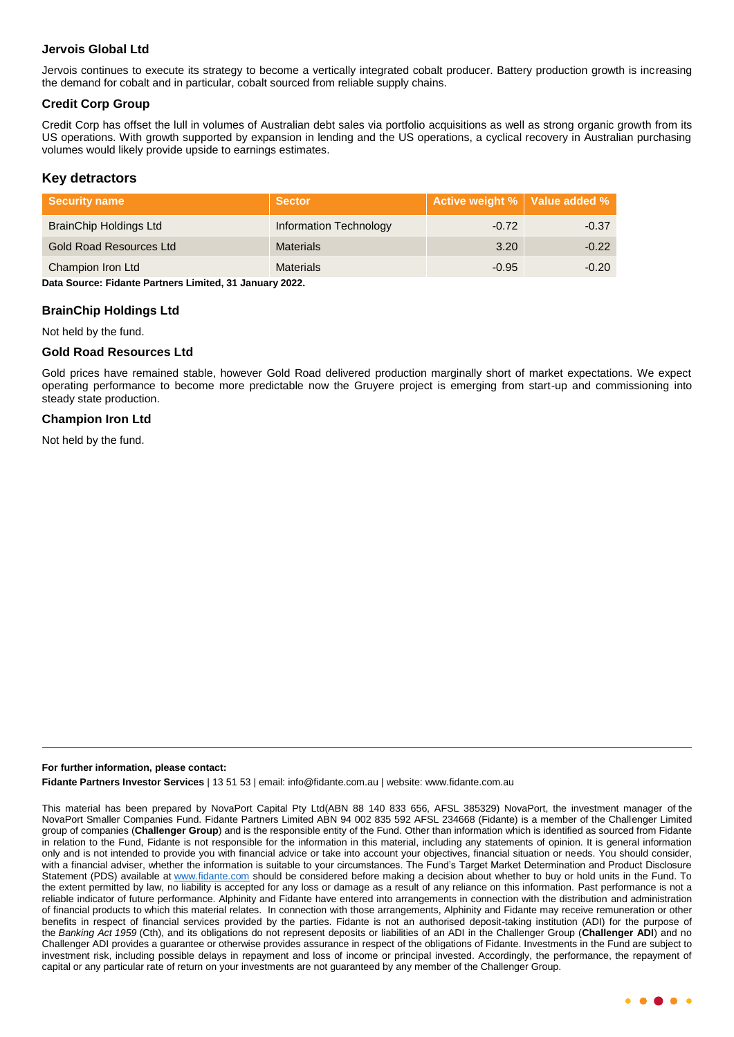### Jervois Global Ltd

Jervois continues to execute its strategy to become a vertically integrated cobalt producer. Battery production growth is increasing the demand for cobalt and in particular, cobalt sourced from reliable supply chains.

### Credit Corp Group

Credit Corp has offset the lull in volumes of Australian debt sales via portfolio acquisitions as well as strong organic growth from its US operations. With growth supported by expansion in lending and the US operations, a cyclical recovery in Australian purchasing volumes would likely provide upside to earnings estimates.

## Key detractors

| Security name | Sector | Active weight % | Value added % |
|---|---|---|---|
| BrainChip Holdings Ltd | Information Technology | -0.72 | -0.37 |
| Gold Road Resources Ltd | Materials | 3.20 | -0.22 |
| Champion Iron Ltd | Materials | -0.95 | -0.20 |

**Data Source: Fidante Partners Limited, 31 January 2022.**

### BrainChip Holdings Ltd

Not held by the fund.

### Gold Road Resources Ltd

Gold prices have remained stable, however Gold Road delivered production marginally short of market expectations. We expect operating performance to become more predictable now the Gruyere project is emerging from start-up and commissioning into steady state production.

### Champion Iron Ltd

Not held by the fund.

---

**For further information, please contact:**

**Fidante Partners Investor Services** | 13 51 53 | email: info@fidante.com.au | website: www.fidante.com.au

This material has been prepared by NovaPort Capital Pty Ltd(ABN 88 140 833 656, AFSL 385329) NovaPort, the investment manager of the NovaPort Smaller Companies Fund. Fidante Partners Limited ABN 94 002 835 592 AFSL 234668 (Fidante) is a member of the Challenger Limited group of companies (**Challenger Group**) and is the responsible entity of the Fund. Other than information which is identified as sourced from Fidante in relation to the Fund, Fidante is not responsible for the information in this material, including any statements of opinion. It is general information only and is not intended to provide you with financial advice or take into account your objectives, financial situation or needs. You should consider, with a financial adviser, whether the information is suitable to your circumstances. The Fund's Target Market Determination and Product Disclosure Statement (PDS) available at [www.fidante.com](www.fidante.com) should be considered before making a decision about whether to buy or hold units in the Fund. To the extent permitted by law, no liability is accepted for any loss or damage as a result of any reliance on this information. Past performance is not a reliable indicator of future performance. Alphinity and Fidante have entered into arrangements in connection with the distribution and administration of financial products to which this material relates. In connection with those arrangements, Alphinity and Fidante may receive remuneration or other benefits in respect of financial services provided by the parties. Fidante is not an authorised deposit-taking institution (ADI) for the purpose of the *Banking Act 1959* (Cth), and its obligations do not represent deposits or liabilities of an ADI in the Challenger Group (**Challenger ADI**) and no Challenger ADI provides a guarantee or otherwise provides assurance in respect of the obligations of Fidante. Investments in the Fund are subject to investment risk, including possible delays in repayment and loss of income or principal invested. Accordingly, the performance, the repayment of capital or any particular rate of return on your investments are not guaranteed by any member of the Challenger Group.